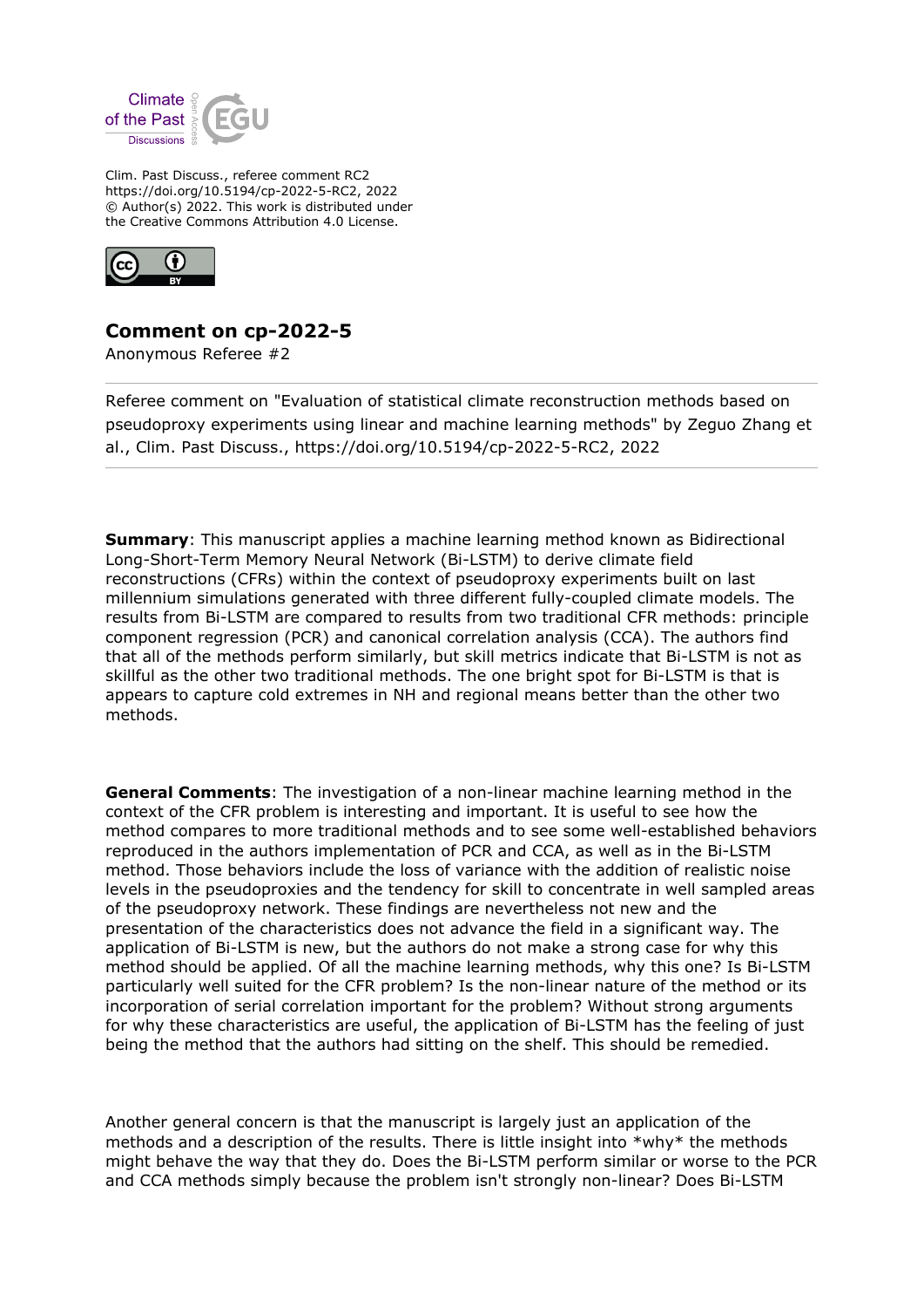Clim. Past Discuss., referee comment RC2
https://doi.org/10.5194/cp-2022-5-RC2, 2022
© Author(s) 2022. This work is distributed under
the Creative Commons Attribution 4.0 License.

## Comment on cp-2022-5

Anonymous Referee #2

Referee comment on "Evaluation of statistical climate reconstruction methods based on pseudoproxy experiments using linear and machine learning methods" by Zeguo Zhang et al., Clim. Past Discuss., https://doi.org/10.5194/cp-2022-5-RC2, 2022

**Summary**: This manuscript applies a machine learning method known as Bidirectional Long-Short-Term Memory Neural Network (Bi-LSTM) to derive climate field reconstructions (CFRs) within the context of pseudoproxy experiments built on last millennium simulations generated with three different fully-coupled climate models. The results from Bi-LSTM are compared to results from two traditional CFR methods: principle component regression (PCR) and canonical correlation analysis (CCA). The authors find that all of the methods perform similarly, but skill metrics indicate that Bi-LSTM is not as skillful as the other two traditional methods. The one bright spot for Bi-LSTM is that is appears to capture cold extremes in NH and regional means better than the other two methods.

**General Comments**: The investigation of a non-linear machine learning method in the context of the CFR problem is interesting and important. It is useful to see how the method compares to more traditional methods and to see some well-established behaviors reproduced in the authors implementation of PCR and CCA, as well as in the Bi-LSTM method. Those behaviors include the loss of variance with the addition of realistic noise levels in the pseudoproxies and the tendency for skill to concentrate in well sampled areas of the pseudoproxy network. These findings are nevertheless not new and the presentation of the characteristics does not advance the field in a significant way. The application of Bi-LSTM is new, but the authors do not make a strong case for why this method should be applied. Of all the machine learning methods, why this one? Is Bi-LSTM particularly well suited for the CFR problem? Is the non-linear nature of the method or its incorporation of serial correlation important for the problem? Without strong arguments for why these characteristics are useful, the application of Bi-LSTM has the feeling of just being the method that the authors had sitting on the shelf. This should be remedied.

Another general concern is that the manuscript is largely just an application of the methods and a description of the results. There is little insight into *why* the methods might behave the way that they do. Does the Bi-LSTM perform similar or worse to the PCR and CCA methods simply because the problem isn't strongly non-linear? Does Bi-LSTM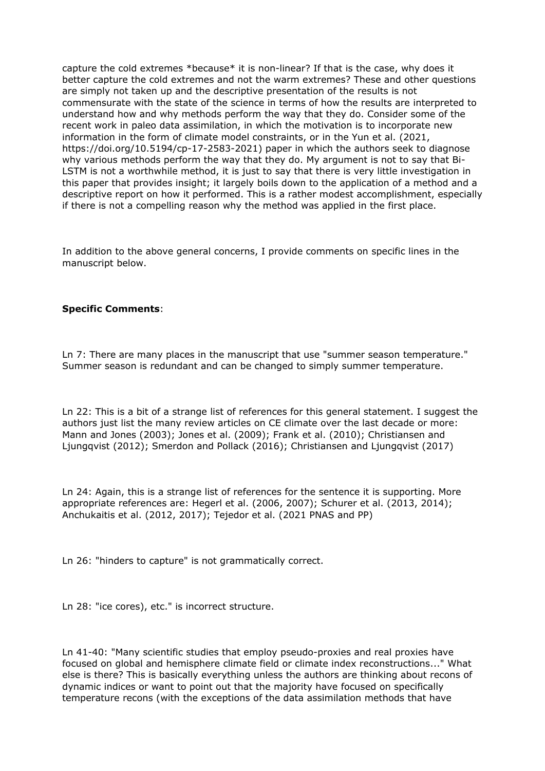capture the cold extremes *because* it is non-linear? If that is the case, why does it better capture the cold extremes and not the warm extremes? These and other questions are simply not taken up and the descriptive presentation of the results is not commensurate with the state of the science in terms of how the results are interpreted to understand how and why methods perform the way that they do. Consider some of the recent work in paleo data assimilation, in which the motivation is to incorporate new information in the form of climate model constraints, or in the Yun et al. (2021, https://doi.org/10.5194/cp-17-2583-2021) paper in which the authors seek to diagnose why various methods perform the way that they do. My argument is not to say that Bi-LSTM is not a worthwhile method, it is just to say that there is very little investigation in this paper that provides insight; it largely boils down to the application of a method and a descriptive report on how it performed. This is a rather modest accomplishment, especially if there is not a compelling reason why the method was applied in the first place.

In addition to the above general concerns, I provide comments on specific lines in the manuscript below.

**Specific Comments**:

Ln 7: There are many places in the manuscript that use "summer season temperature." Summer season is redundant and can be changed to simply summer temperature.

Ln 22: This is a bit of a strange list of references for this general statement. I suggest the authors just list the many review articles on CE climate over the last decade or more: Mann and Jones (2003); Jones et al. (2009); Frank et al. (2010); Christiansen and Ljungqvist (2012); Smerdon and Pollack (2016); Christiansen and Ljungqvist (2017)

Ln 24: Again, this is a strange list of references for the sentence it is supporting. More appropriate references are: Hegerl et al. (2006, 2007); Schurer et al. (2013, 2014); Anchukaitis et al. (2012, 2017); Tejedor et al. (2021 PNAS and PP)

Ln 26: "hinders to capture" is not grammatically correct.

Ln 28: "ice cores), etc." is incorrect structure.

Ln 41-40: "Many scientific studies that employ pseudo-proxies and real proxies have focused on global and hemisphere climate field or climate index reconstructions..." What else is there? This is basically everything unless the authors are thinking about recons of dynamic indices or want to point out that the majority have focused on specifically temperature recons (with the exceptions of the data assimilation methods that have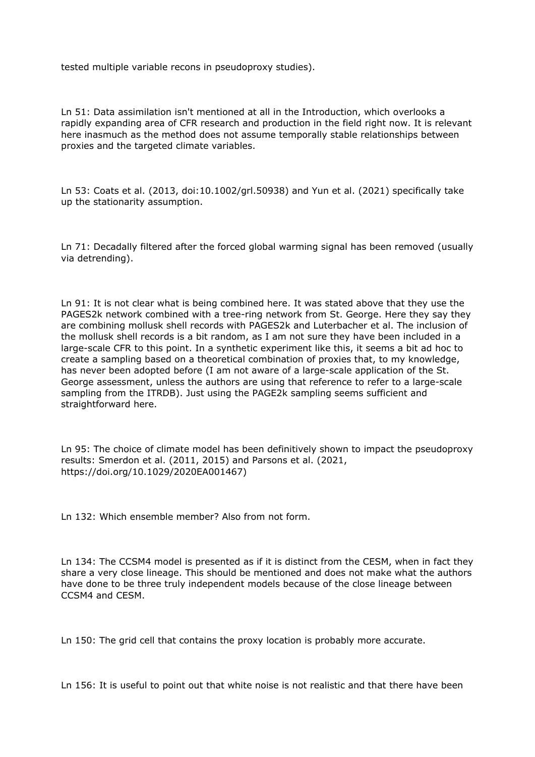tested multiple variable recons in pseudoproxy studies).

Ln 51: Data assimilation isn't mentioned at all in the Introduction, which overlooks a rapidly expanding area of CFR research and production in the field right now. It is relevant here inasmuch as the method does not assume temporally stable relationships between proxies and the targeted climate variables.

Ln 53: Coats et al. (2013, doi:10.1002/grl.50938) and Yun et al. (2021) specifically take up the stationarity assumption.

Ln 71: Decadally filtered after the forced global warming signal has been removed (usually via detrending).

Ln 91: It is not clear what is being combined here. It was stated above that they use the PAGES2k network combined with a tree-ring network from St. George. Here they say they are combining mollusk shell records with PAGES2k and Luterbacher et al. The inclusion of the mollusk shell records is a bit random, as I am not sure they have been included in a large-scale CFR to this point. In a synthetic experiment like this, it seems a bit ad hoc to create a sampling based on a theoretical combination of proxies that, to my knowledge, has never been adopted before (I am not aware of a large-scale application of the St. George assessment, unless the authors are using that reference to refer to a large-scale sampling from the ITRDB). Just using the PAGE2k sampling seems sufficient and straightforward here.

Ln 95: The choice of climate model has been definitively shown to impact the pseudoproxy results: Smerdon et al. (2011, 2015) and Parsons et al. (2021, https://doi.org/10.1029/2020EA001467)

Ln 132: Which ensemble member? Also from not form.

Ln 134: The CCSM4 model is presented as if it is distinct from the CESM, when in fact they share a very close lineage. This should be mentioned and does not make what the authors have done to be three truly independent models because of the close lineage between CCSM4 and CESM.

Ln 150: The grid cell that contains the proxy location is probably more accurate.

Ln 156: It is useful to point out that white noise is not realistic and that there have been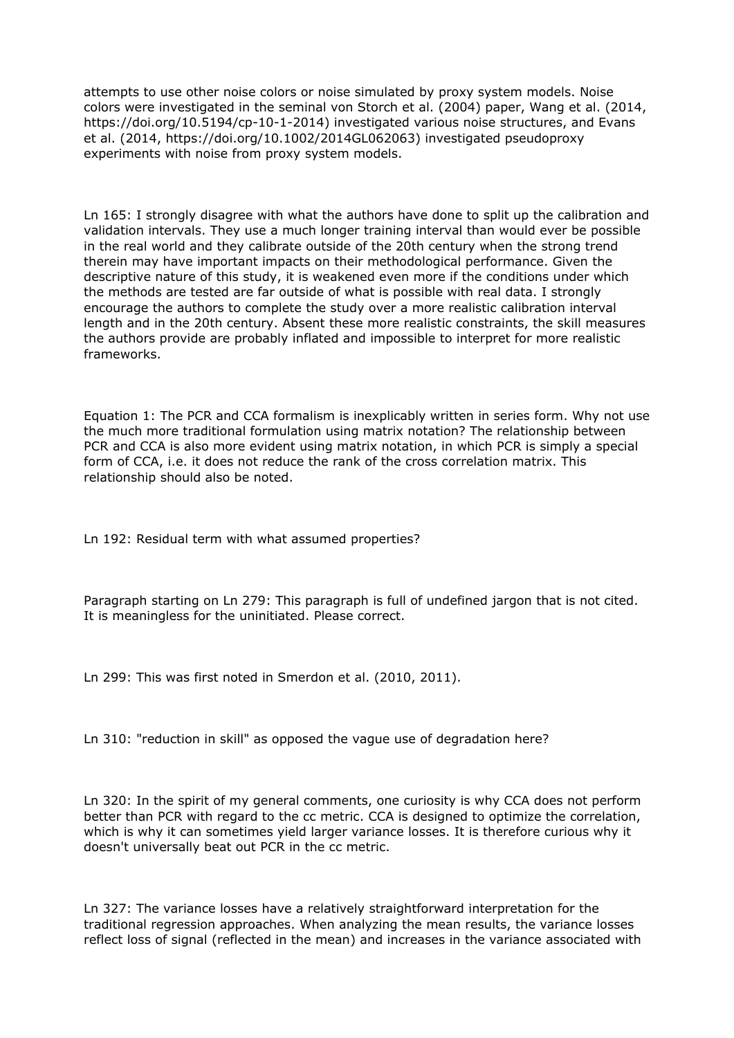attempts to use other noise colors or noise simulated by proxy system models. Noise colors were investigated in the seminal von Storch et al. (2004) paper, Wang et al. (2014, https://doi.org/10.5194/cp-10-1-2014) investigated various noise structures, and Evans et al. (2014, https://doi.org/10.1002/2014GL062063) investigated pseudoproxy experiments with noise from proxy system models.

Ln 165: I strongly disagree with what the authors have done to split up the calibration and validation intervals. They use a much longer training interval than would ever be possible in the real world and they calibrate outside of the 20th century when the strong trend therein may have important impacts on their methodological performance. Given the descriptive nature of this study, it is weakened even more if the conditions under which the methods are tested are far outside of what is possible with real data. I strongly encourage the authors to complete the study over a more realistic calibration interval length and in the 20th century. Absent these more realistic constraints, the skill measures the authors provide are probably inflated and impossible to interpret for more realistic frameworks.

Equation 1: The PCR and CCA formalism is inexplicably written in series form. Why not use the much more traditional formulation using matrix notation? The relationship between PCR and CCA is also more evident using matrix notation, in which PCR is simply a special form of CCA, i.e. it does not reduce the rank of the cross correlation matrix. This relationship should also be noted.

Ln 192: Residual term with what assumed properties?

Paragraph starting on Ln 279: This paragraph is full of undefined jargon that is not cited. It is meaningless for the uninitiated. Please correct.

Ln 299: This was first noted in Smerdon et al. (2010, 2011).

Ln 310: "reduction in skill" as opposed the vague use of degradation here?

Ln 320: In the spirit of my general comments, one curiosity is why CCA does not perform better than PCR with regard to the cc metric. CCA is designed to optimize the correlation, which is why it can sometimes yield larger variance losses. It is therefore curious why it doesn't universally beat out PCR in the cc metric.

Ln 327: The variance losses have a relatively straightforward interpretation for the traditional regression approaches. When analyzing the mean results, the variance losses reflect loss of signal (reflected in the mean) and increases in the variance associated with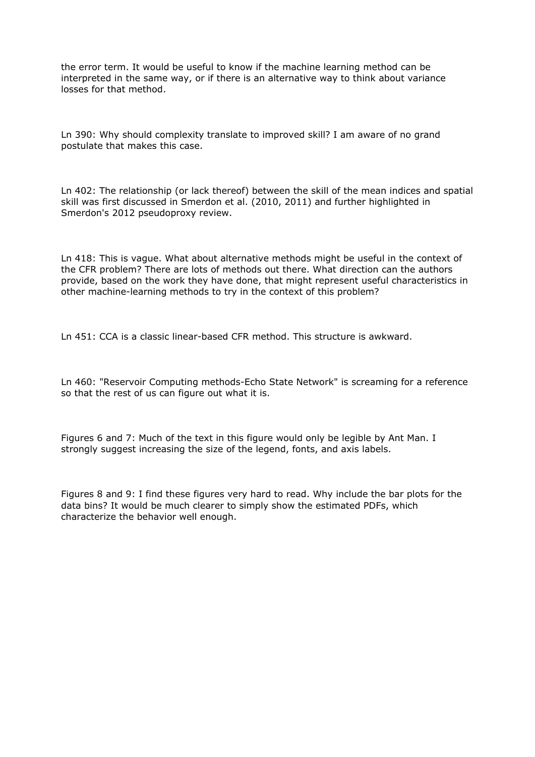the error term. It would be useful to know if the machine learning method can be interpreted in the same way, or if there is an alternative way to think about variance losses for that method.

Ln 390: Why should complexity translate to improved skill? I am aware of no grand postulate that makes this case.

Ln 402: The relationship (or lack thereof) between the skill of the mean indices and spatial skill was first discussed in Smerdon et al. (2010, 2011) and further highlighted in Smerdon's 2012 pseudoproxy review.

Ln 418: This is vague. What about alternative methods might be useful in the context of the CFR problem? There are lots of methods out there. What direction can the authors provide, based on the work they have done, that might represent useful characteristics in other machine-learning methods to try in the context of this problem?

Ln 451: CCA is a classic linear-based CFR method. This structure is awkward.

Ln 460: "Reservoir Computing methods-Echo State Network" is screaming for a reference so that the rest of us can figure out what it is.

Figures 6 and 7: Much of the text in this figure would only be legible by Ant Man. I strongly suggest increasing the size of the legend, fonts, and axis labels.

Figures 8 and 9: I find these figures very hard to read. Why include the bar plots for the data bins? It would be much clearer to simply show the estimated PDFs, which characterize the behavior well enough.